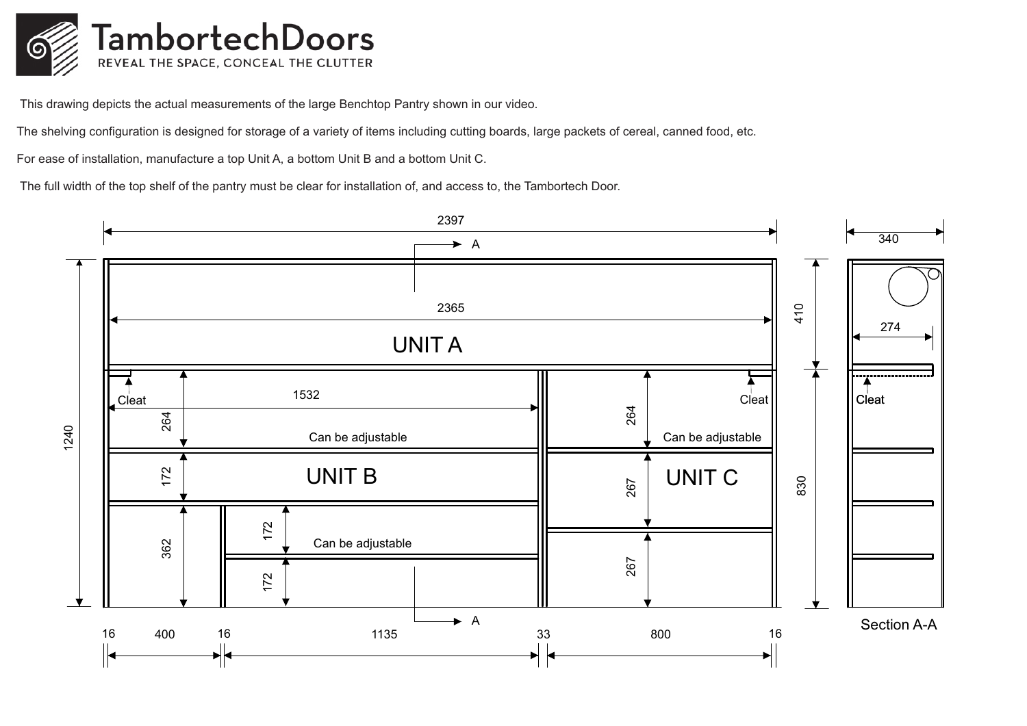# TambortechDoors

REVEAL THE SPACE, CONCEAL THE CLUTTER

This drawing depicts the actual measurements of the large Benchtop Pantry shown in our video.

The shelving configuration is designed for storage of a variety of items including cutting boards, large packets of cereal, canned food, etc.

For ease of installation, manufacture a top Unit A, a bottom Unit B and a bottom Unit C.

The full width of the top shelf of the pantry must be clear for installation of, and access to, the Tambortech Door.

2397

A

2365

UNIT A

Cleat

1532

Cleat

264

264

Can be adjustable

Can be adjustable

1240

172

UNIT B

267

UNIT C

362

172

Can be adjustable

267

172

A

16 400 16 1135 33 800 16

340

410

274

Cleat

830

Section A-A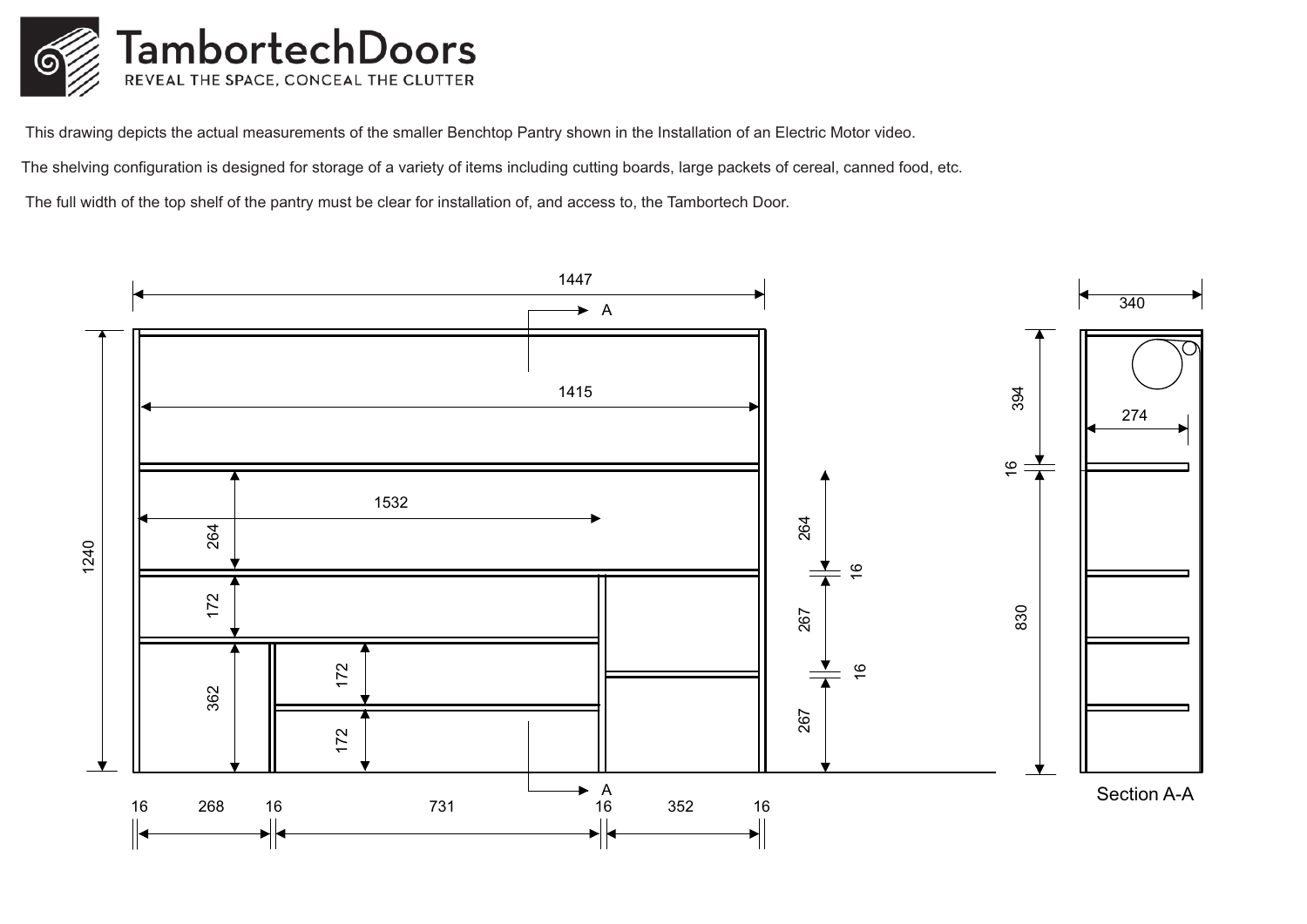# TambortechDoors

REVEAL THE SPACE, CONCEAL THE CLUTTER

This drawing depicts the actual measurements of the smaller Benchtop Pantry shown in the Installation of an Electric Motor video.

The shelving configuration is designed for storage of a variety of items including cutting boards, large packets of cereal, canned food, etc.

The full width of the top shelf of the pantry must be clear for installation of, and access to, the Tambortech Door.

1447

A

1415

1532

1240

264

172

362

172

172

264

16

267

16

267

16 268 16 731 16 352 16

A

340

394

274

16

830

Section A-A